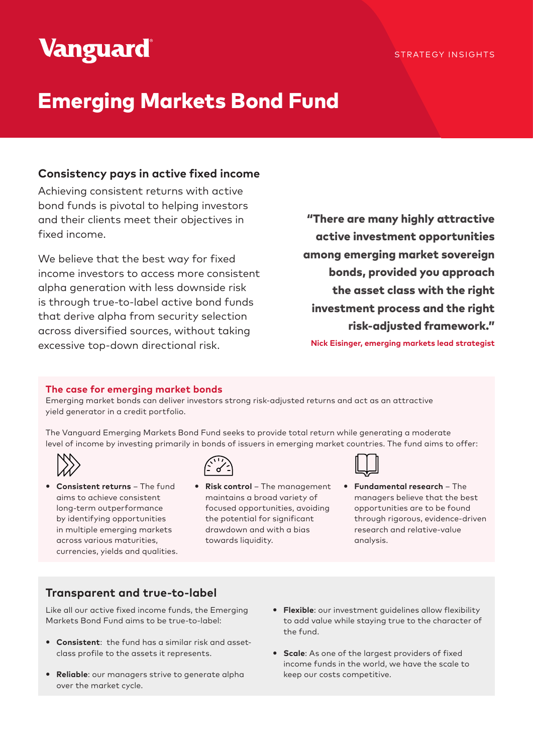Vanguard

STRATEGY INSIGHTS

# Emerging Markets Bond Fund

## Consistency pays in active fixed income

Achieving consistent returns with active bond funds is pivotal to helping investors and their clients meet their objectives in fixed income.

We believe that the best way for fixed income investors to access more consistent alpha generation with less downside risk is through true-to-label active bond funds that derive alpha from security selection across diversified sources, without taking excessive top-down directional risk.

**"There are many highly attractive active investment opportunities among emerging market sovereign bonds, provided you approach the asset class with the right investment process and the right risk-adjusted framework."**

**Nick Eisinger, emerging markets lead strategist**

### The case for emerging market bonds

Emerging market bonds can deliver investors strong risk-adjusted returns and act as an attractive yield generator in a credit portfolio.

The Vanguard Emerging Markets Bond Fund seeks to provide total return while generating a moderate level of income by investing primarily in bonds of issuers in emerging market countries. The fund aims to offer:

- **Consistent returns** – The fund aims to achieve consistent long-term outperformance by identifying opportunities in multiple emerging markets across various maturities, currencies, yields and qualities.
- **Risk control** – The management maintains a broad variety of focused opportunities, avoiding the potential for significant drawdown and with a bias towards liquidity.
- **Fundamental research** – The managers believe that the best opportunities are to be found through rigorous, evidence-driven research and relative-value analysis.

## Transparent and true-to-label

Like all our active fixed income funds, the Emerging Markets Bond Fund aims to be true-to-label:

- **Consistent**: the fund has a similar risk and asset-class profile to the assets it represents.
- **Reliable**: our managers strive to generate alpha over the market cycle.
- **Flexible**: our investment guidelines allow flexibility to add value while staying true to the character of the fund.
- **Scale**: As one of the largest providers of fixed income funds in the world, we have the scale to keep our costs competitive.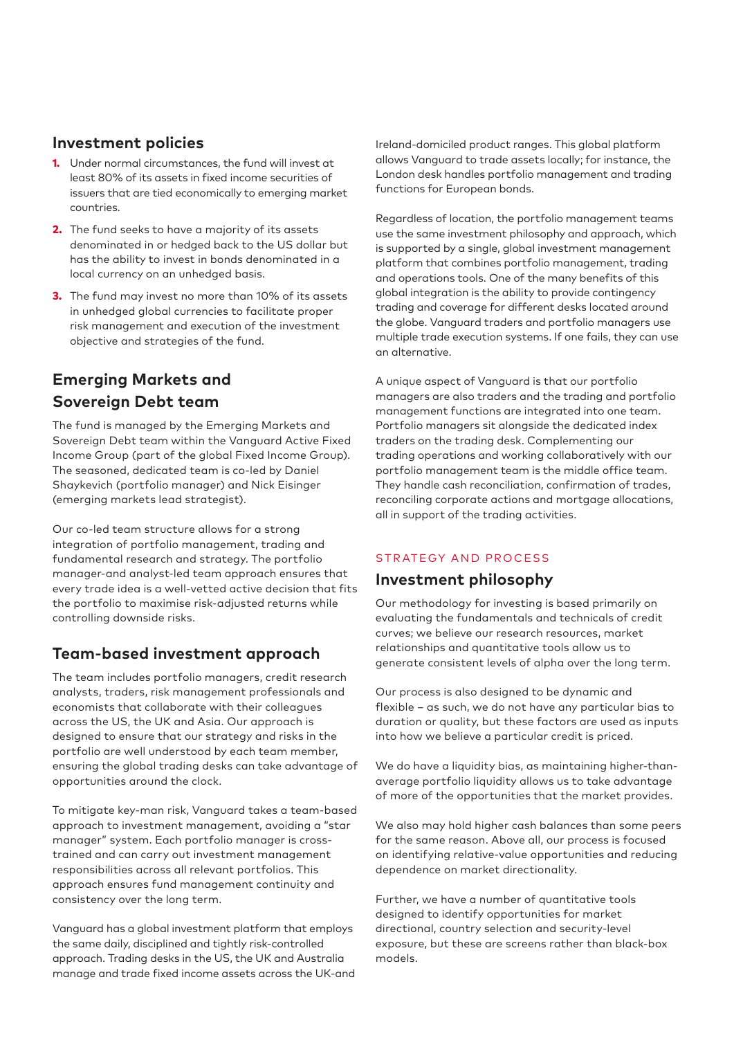## Investment policies

1. Under normal circumstances, the fund will invest at least 80% of its assets in fixed income securities of issuers that are tied economically to emerging market countries.
2. The fund seeks to have a majority of its assets denominated in or hedged back to the US dollar but has the ability to invest in bonds denominated in a local currency on an unhedged basis.
3. The fund may invest no more than 10% of its assets in unhedged global currencies to facilitate proper risk management and execution of the investment objective and strategies of the fund.

## Emerging Markets and Sovereign Debt team

The fund is managed by the Emerging Markets and Sovereign Debt team within the Vanguard Active Fixed Income Group (part of the global Fixed Income Group). The seasoned, dedicated team is co-led by Daniel Shaykevich (portfolio manager) and Nick Eisinger (emerging markets lead strategist).

Our co-led team structure allows for a strong integration of portfolio management, trading and fundamental research and strategy. The portfolio manager-and analyst-led team approach ensures that every trade idea is a well-vetted active decision that fits the portfolio to maximise risk-adjusted returns while controlling downside risks.

## Team-based investment approach

The team includes portfolio managers, credit research analysts, traders, risk management professionals and economists that collaborate with their colleagues across the US, the UK and Asia. Our approach is designed to ensure that our strategy and risks in the portfolio are well understood by each team member, ensuring the global trading desks can take advantage of opportunities around the clock.

To mitigate key-man risk, Vanguard takes a team-based approach to investment management, avoiding a "star manager" system. Each portfolio manager is cross-trained and can carry out investment management responsibilities across all relevant portfolios. This approach ensures fund management continuity and consistency over the long term.

Vanguard has a global investment platform that employs the same daily, disciplined and tightly risk-controlled approach. Trading desks in the US, the UK and Australia manage and trade fixed income assets across the UK-and Ireland-domiciled product ranges. This global platform allows Vanguard to trade assets locally; for instance, the London desk handles portfolio management and trading functions for European bonds.

Regardless of location, the portfolio management teams use the same investment philosophy and approach, which is supported by a single, global investment management platform that combines portfolio management, trading and operations tools. One of the many benefits of this global integration is the ability to provide contingency trading and coverage for different desks located around the globe. Vanguard traders and portfolio managers use multiple trade execution systems. If one fails, they can use an alternative.

A unique aspect of Vanguard is that our portfolio managers are also traders and the trading and portfolio management functions are integrated into one team. Portfolio managers sit alongside the dedicated index traders on the trading desk. Complementing our trading operations and working collaboratively with our portfolio management team is the middle office team. They handle cash reconciliation, confirmation of trades, reconciling corporate actions and mortgage allocations, all in support of the trading activities.

STRATEGY AND PROCESS

## Investment philosophy

Our methodology for investing is based primarily on evaluating the fundamentals and technicals of credit curves; we believe our research resources, market relationships and quantitative tools allow us to generate consistent levels of alpha over the long term.

Our process is also designed to be dynamic and flexible – as such, we do not have any particular bias to duration or quality, but these factors are used as inputs into how we believe a particular credit is priced.

We do have a liquidity bias, as maintaining higher-than-average portfolio liquidity allows us to take advantage of more of the opportunities that the market provides.

We also may hold higher cash balances than some peers for the same reason. Above all, our process is focused on identifying relative-value opportunities and reducing dependence on market directionality.

Further, we have a number of quantitative tools designed to identify opportunities for market directional, country selection and security-level exposure, but these are screens rather than black-box models.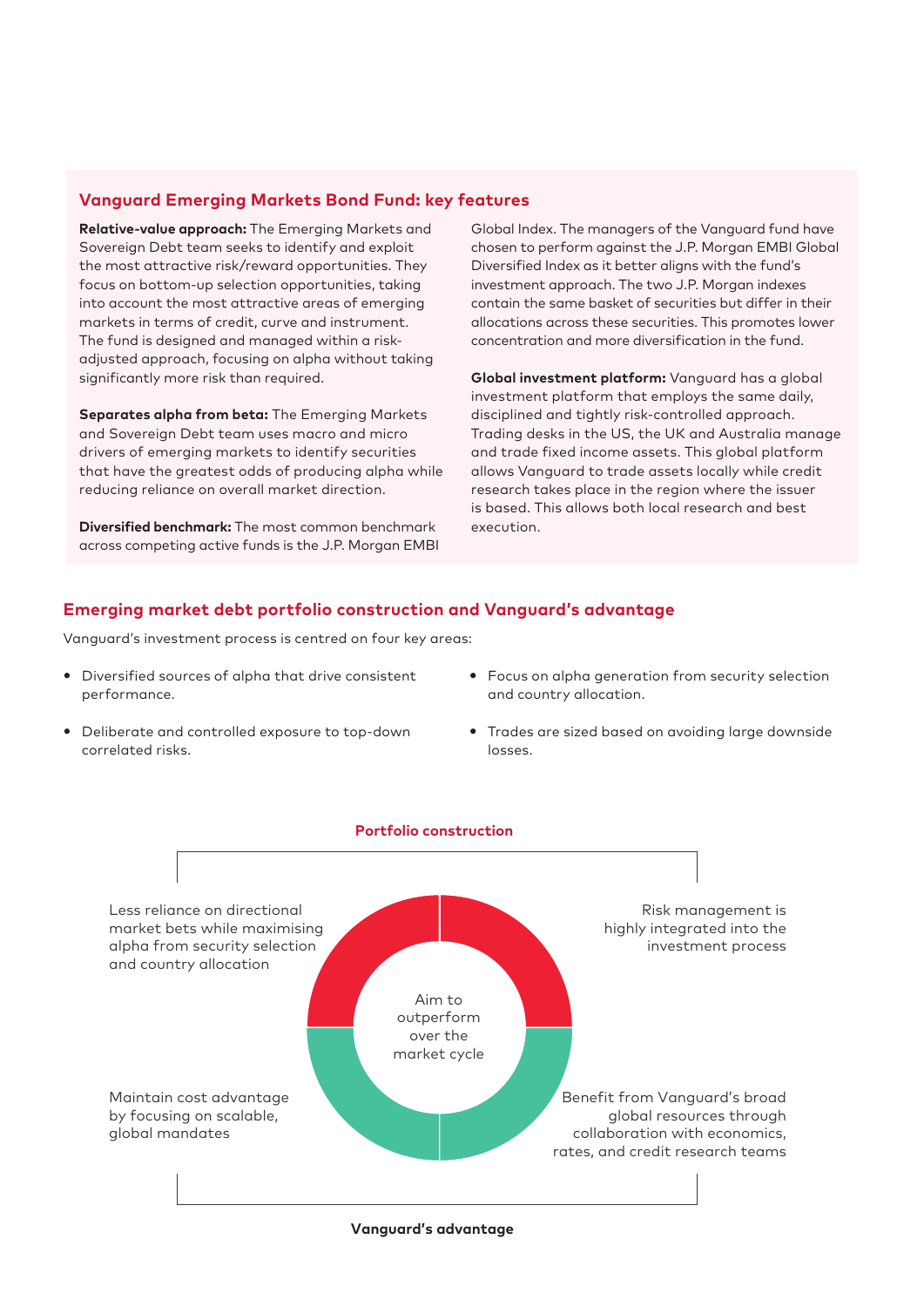## Vanguard Emerging Markets Bond Fund: key features

**Relative-value approach:** The Emerging Markets and Sovereign Debt team seeks to identify and exploit the most attractive risk/reward opportunities. They focus on bottom-up selection opportunities, taking into account the most attractive areas of emerging markets in terms of credit, curve and instrument. The fund is designed and managed within a risk-adjusted approach, focusing on alpha without taking significantly more risk than required.

**Separates alpha from beta:** The Emerging Markets and Sovereign Debt team uses macro and micro drivers of emerging markets to identify securities that have the greatest odds of producing alpha while reducing reliance on overall market direction.

**Diversified benchmark:** The most common benchmark across competing active funds is the J.P. Morgan EMBI Global Index. The managers of the Vanguard fund have chosen to perform against the J.P. Morgan EMBI Global Diversified Index as it better aligns with the fund's investment approach. The two J.P. Morgan indexes contain the same basket of securities but differ in their allocations across these securities. This promotes lower concentration and more diversification in the fund.

**Global investment platform:** Vanguard has a global investment platform that employs the same daily, disciplined and tightly risk-controlled approach. Trading desks in the US, the UK and Australia manage and trade fixed income assets. This global platform allows Vanguard to trade assets locally while credit research takes place in the region where the issuer is based. This allows both local research and best execution.

## Emerging market debt portfolio construction and Vanguard's advantage

Vanguard's investment process is centred on four key areas:

- Diversified sources of alpha that drive consistent performance.
- Deliberate and controlled exposure to top-down correlated risks.
- Focus on alpha generation from security selection and country allocation.
- Trades are sized based on avoiding large downside losses.

Portfolio construction

Less reliance on directional market bets while maximising alpha from security selection and country allocation

Risk management is highly integrated into the investment process

Aim to outperform over the market cycle

Maintain cost advantage by focusing on scalable, global mandates

Benefit from Vanguard's broad global resources through collaboration with economics, rates, and credit research teams

Vanguard's advantage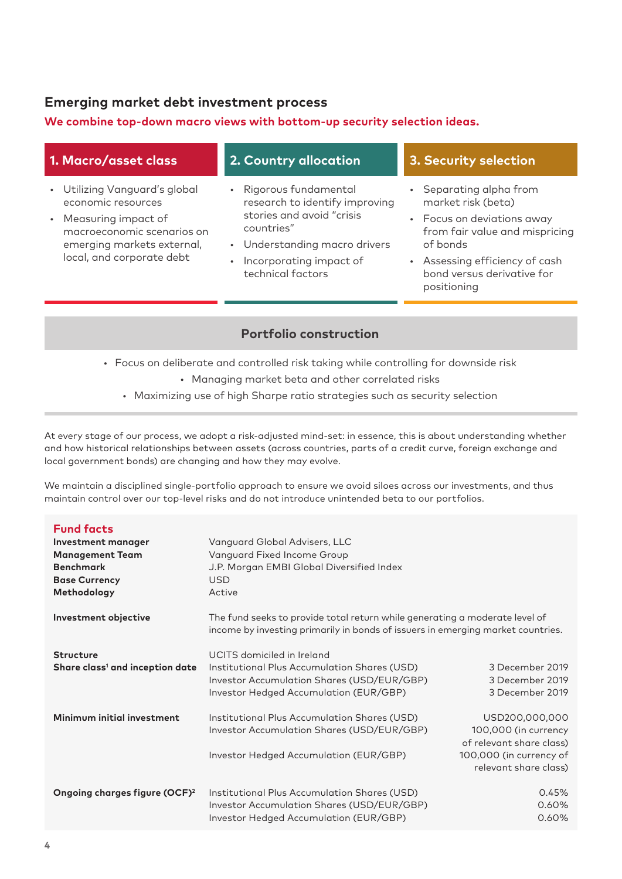## Emerging market debt investment process

**We combine top-down macro views with bottom-up security selection ideas.**

### 1. Macro/asset class

- Utilizing Vanguard's global economic resources
- Measuring impact of macroeconomic scenarios on emerging markets external, local, and corporate debt

### 2. Country allocation

- Rigorous fundamental research to identify improving stories and avoid "crisis countries"
- Understanding macro drivers
- Incorporating impact of technical factors

### 3. Security selection

- Separating alpha from market risk (beta)
- Focus on deviations away from fair value and mispricing of bonds
- Assessing efficiency of cash bond versus derivative for positioning

### Portfolio construction

- Focus on deliberate and controlled risk taking while controlling for downside risk
- Managing market beta and other correlated risks
- Maximizing use of high Sharpe ratio strategies such as security selection

At every stage of our process, we adopt a risk-adjusted mind-set: in essence, this is about understanding whether and how historical relationships between assets (across countries, parts of a credit curve, foreign exchange and local government bonds) are changing and how they may evolve.

We maintain a disciplined single-portfolio approach to ensure we avoid siloes across our investments, and thus maintain control over our top-level risks and do not introduce unintended beta to our portfolios.

## Fund facts

| | | |
|---|---|---|
| **Investment manager** | Vanguard Global Advisers, LLC | |
| **Management Team** | Vanguard Fixed Income Group | |
| **Benchmark** | J.P. Morgan EMBI Global Diversified Index | |
| **Base Currency** | USD | |
| **Methodology** | Active | |
| **Investment objective** | The fund seeks to provide total return while generating a moderate level of income by investing primarily in bonds of issuers in emerging market countries. | |
| **Structure** | UCITS domiciled in Ireland | |
| **Share class[1] and inception date** | Institutional Plus Accumulation Shares (USD) | 3 December 2019 |
| | Investor Accumulation Shares (USD/EUR/GBP) | 3 December 2019 |
| | Investor Hedged Accumulation (EUR/GBP) | 3 December 2019 |
| **Minimum initial investment** | Institutional Plus Accumulation Shares (USD) | USD200,000,000 |
| | Investor Accumulation Shares (USD/EUR/GBP) | 100,000 (in currency of relevant share class) |
| | Investor Hedged Accumulation (EUR/GBP) | 100,000 (in currency of relevant share class) |
| **Ongoing charges figure (OCF)[2]** | Institutional Plus Accumulation Shares (USD) | 0.45% |
| | Investor Accumulation Shares (USD/EUR/GBP) | 0.60% |
| | Investor Hedged Accumulation (EUR/GBP) | 0.60% |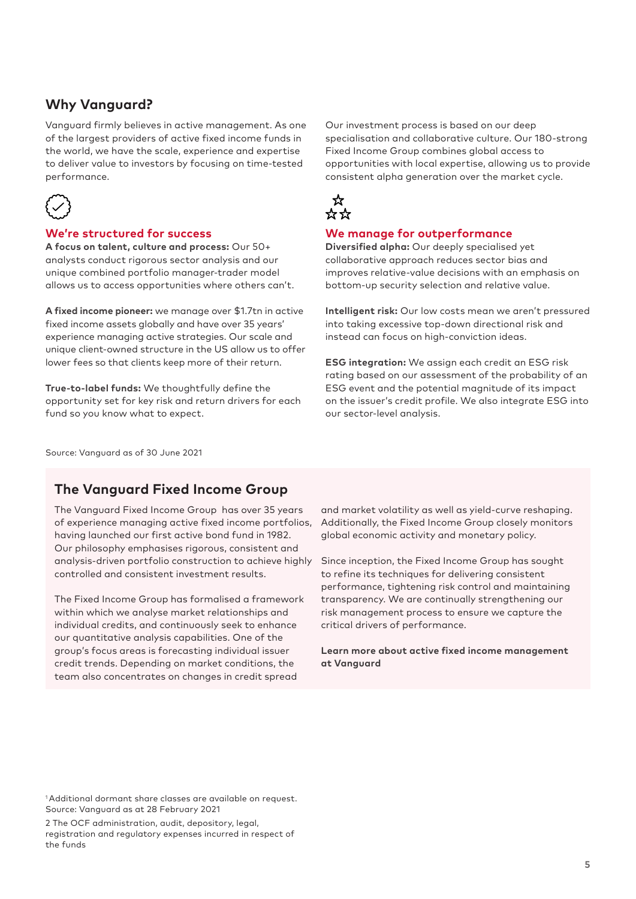## Why Vanguard?

Vanguard firmly believes in active management. As one of the largest providers of active fixed income funds in the world, we have the scale, experience and expertise to deliver value to investors by focusing on time-tested performance.

Our investment process is based on our deep specialisation and collaborative culture. Our 180-strong Fixed Income Group combines global access to opportunities with local expertise, allowing us to provide consistent alpha generation over the market cycle.

### We're structured for success

**A focus on talent, culture and process:** Our 50+ analysts conduct rigorous sector analysis and our unique combined portfolio manager-trader model allows us to access opportunities where others can't.

**A fixed income pioneer:** we manage over $1.7tn in active fixed income assets globally and have over 35 years' experience managing active strategies. Our scale and unique client-owned structure in the US allow us to offer lower fees so that clients keep more of their return.

**True-to-label funds:** We thoughtfully define the opportunity set for key risk and return drivers for each fund so you know what to expect.

### We manage for outperformance

**Diversified alpha:** Our deeply specialised yet collaborative approach reduces sector bias and improves relative-value decisions with an emphasis on bottom-up security selection and relative value.

**Intelligent risk:** Our low costs mean we aren't pressured into taking excessive top-down directional risk and instead can focus on high-conviction ideas.

**ESG integration:** We assign each credit an ESG risk rating based on our assessment of the probability of an ESG event and the potential magnitude of its impact on the issuer's credit profile. We also integrate ESG into our sector-level analysis.

Source: Vanguard as of 30 June 2021

## The Vanguard Fixed Income Group

The Vanguard Fixed Income Group has over 35 years of experience managing active fixed income portfolios, having launched our first active bond fund in 1982. Our philosophy emphasises rigorous, consistent and analysis-driven portfolio construction to achieve highly controlled and consistent investment results.

The Fixed Income Group has formalised a framework within which we analyse market relationships and individual credits, and continuously seek to enhance our quantitative analysis capabilities. One of the group's focus areas is forecasting individual issuer credit trends. Depending on market conditions, the team also concentrates on changes in credit spread and market volatility as well as yield-curve reshaping. Additionally, the Fixed Income Group closely monitors global economic activity and monetary policy.

Since inception, the Fixed Income Group has sought to refine its techniques for delivering consistent performance, tightening risk control and maintaining transparency. We are continually strengthening our risk management process to ensure we capture the critical drivers of performance.

**Learn more about active fixed income management at Vanguard**

[1] Additional dormant share classes are available on request. Source: Vanguard as at 28 February 2021

2 The OCF administration, audit, depository, legal, registration and regulatory expenses incurred in respect of the funds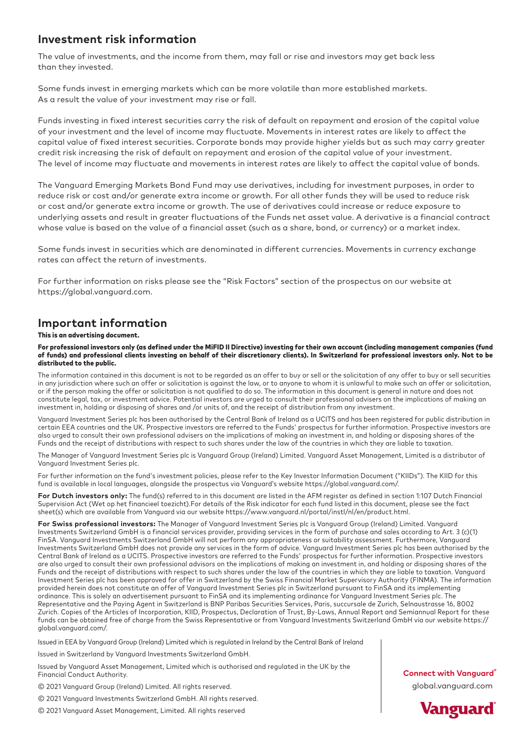## Investment risk information

The value of investments, and the income from them, may fall or rise and investors may get back less than they invested.

Some funds invest in emerging markets which can be more volatile than more established markets. As a result the value of your investment may rise or fall.

Funds investing in fixed interest securities carry the risk of default on repayment and erosion of the capital value of your investment and the level of income may fluctuate. Movements in interest rates are likely to affect the capital value of fixed interest securities. Corporate bonds may provide higher yields but as such may carry greater credit risk increasing the risk of default on repayment and erosion of the capital value of your investment. The level of income may fluctuate and movements in interest rates are likely to affect the capital value of bonds.

The Vanguard Emerging Markets Bond Fund may use derivatives, including for investment purposes, in order to reduce risk or cost and/or generate extra income or growth. For all other funds they will be used to reduce risk or cost and/or generate extra income or growth. The use of derivatives could increase or reduce exposure to underlying assets and result in greater fluctuations of the Funds net asset value. A derivative is a financial contract whose value is based on the value of a financial asset (such as a share, bond, or currency) or a market index.

Some funds invest in securities which are denominated in different currencies. Movements in currency exchange rates can affect the return of investments.

For further information on risks please see the "Risk Factors" section of the prospectus on our website at https://global.vanguard.com.

## Important information

**This is an advertising document.**

**For professional investors only (as defined under the MiFID II Directive) investing for their own account (including management companies (fund of funds) and professional clients investing on behalf of their discretionary clients). In Switzerland for professional investors only. Not to be distributed to the public.**

The information contained in this document is not to be regarded as an offer to buy or sell or the solicitation of any offer to buy or sell securities in any jurisdiction where such an offer or solicitation is against the law, or to anyone to whom it is unlawful to make such an offer or solicitation, or if the person making the offer or solicitation is not qualified to do so. The information in this document is general in nature and does not constitute legal, tax, or investment advice. Potential investors are urged to consult their professional advisers on the implications of making an investment in, holding or disposing of shares and /or units of, and the receipt of distribution from any investment.

Vanguard Investment Series plc has been authorised by the Central Bank of Ireland as a UCITS and has been registered for public distribution in certain EEA countries and the UK. Prospective investors are referred to the Funds' prospectus for further information. Prospective investors are also urged to consult their own professional advisers on the implications of making an investment in, and holding or disposing shares of the Funds and the receipt of distributions with respect to such shares under the law of the countries in which they are liable to taxation.

The Manager of Vanguard Investment Series plc is Vanguard Group (Ireland) Limited. Vanguard Asset Management, Limited is a distributor of Vanguard Investment Series plc.

For further information on the fund's investment policies, please refer to the Key Investor Information Document ("KIIDs"). The KIID for this fund is available in local languages, alongside the prospectus via Vanguard's website https://global.vanguard.com/.

**For Dutch investors only:** The fund(s) referred to in this document are listed in the AFM register as defined in section 1:107 Dutch Financial Supervision Act (Wet op het financieel toezicht).For details of the Risk indicator for each fund listed in this document, please see the fact sheet(s) which are available from Vanguard via our website https://www.vanguard.nl/portal/instl/nl/en/product.html.

**For Swiss professional investors:** The Manager of Vanguard Investment Series plc is Vanguard Group (Ireland) Limited. Vanguard Investments Switzerland GmbH is a financial services provider, providing services in the form of purchase and sales according to Art. 3 (c)(1) FinSA. Vanguard Investments Switzerland GmbH will not perform any appropriateness or suitability assessment. Furthermore, Vanguard Investments Switzerland GmbH does not provide any services in the form of advice. Vanguard Investment Series plc has been authorised by the Central Bank of Ireland as a UCITS. Prospective investors are referred to the Funds' prospectus for further information. Prospective investors are also urged to consult their own professional advisors on the implications of making an investment in, and holding or disposing shares of the Funds and the receipt of distributions with respect to such shares under the law of the countries in which they are liable to taxation. Vanguard Investment Series plc has been approved for offer in Switzerland by the Swiss Financial Market Supervisory Authority (FINMA). The information provided herein does not constitute an offer of Vanguard Investment Series plc in Switzerland pursuant to FinSA and its implementing ordinance. This is solely an advertisement pursuant to FinSA and its implementing ordinance for Vanguard Investment Series plc. The Representative and the Paying Agent in Switzerland is BNP Paribas Securities Services, Paris, succursale de Zurich, Selnaustrasse 16, 8002 Zurich. Copies of the Articles of Incorporation, KIID, Prospectus, Declaration of Trust, By-Laws, Annual Report and Semiannual Report for these funds can be obtained free of charge from the Swiss Representative or from Vanguard Investments Switzerland GmbH via our website https://global.vanguard.com/.

Issued in EEA by Vanguard Group (Ireland) Limited which is regulated in Ireland by the Central Bank of Ireland

Issued in Switzerland by Vanguard Investments Switzerland GmbH.

Issued by Vanguard Asset Management, Limited which is authorised and regulated in the UK by the Financial Conduct Authority.

© 2021 Vanguard Group (Ireland) Limited. All rights reserved.

© 2021 Vanguard Investments Switzerland GmbH. All rights reserved.

© 2021 Vanguard Asset Management, Limited. All rights reserved

**Connect with Vanguard®**

global.vanguard.com

Vanguard®